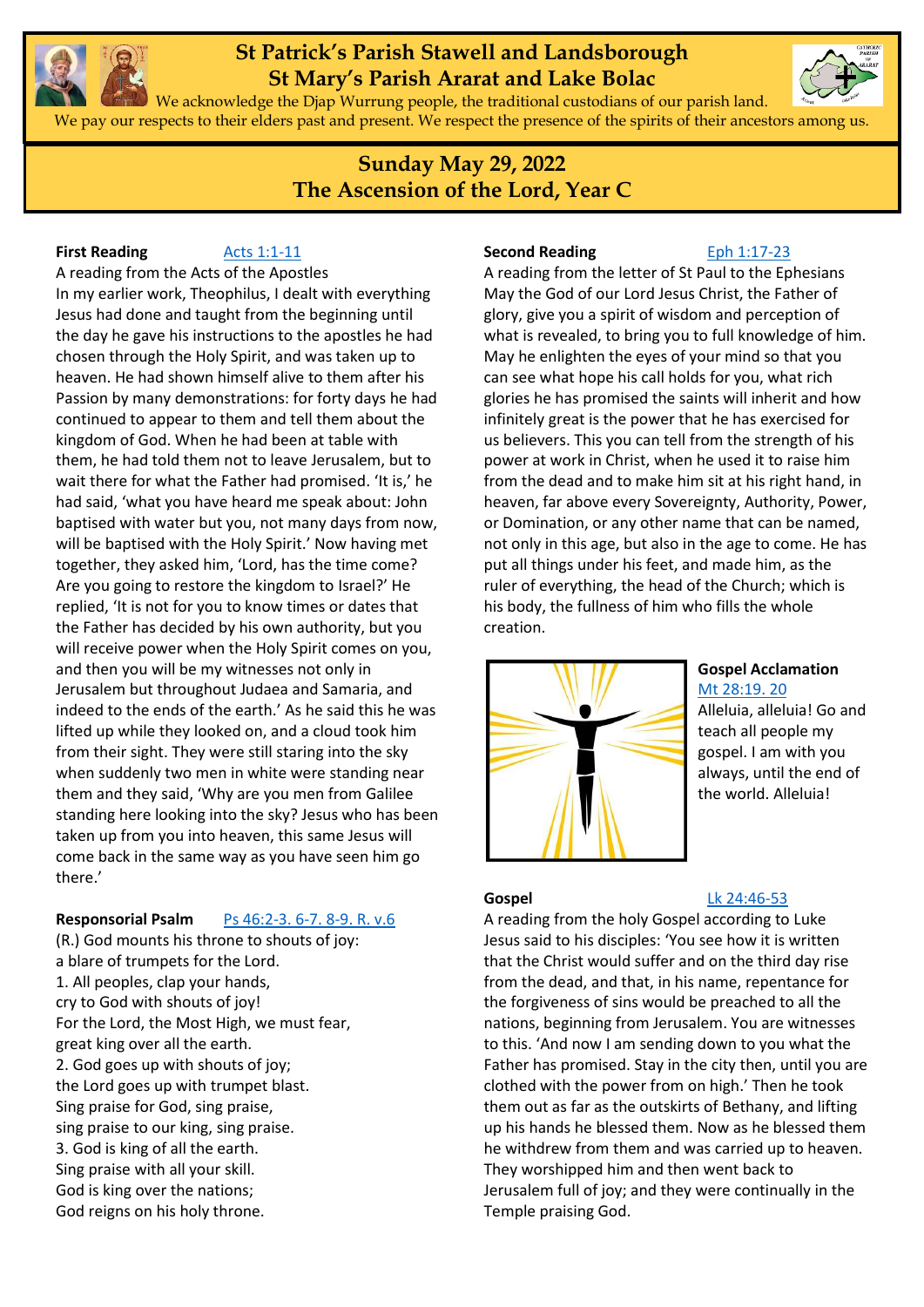# St Patrick's Parish Stawell and Landsborough
# St Mary's Parish Ararat and Lake Bolac

We acknowledge the Djap Wurrung people, the traditional custodians of our parish land. We pay our respects to their elders past and present. We respect the presence of the spirits of their ancestors among us.

## Sunday May 29, 2022
## The Ascension of the Lord, Year C

**First Reading** Acts 1:1-11

A reading from the Acts of the Apostles

In my earlier work, Theophilus, I dealt with everything Jesus had done and taught from the beginning until the day he gave his instructions to the apostles he had chosen through the Holy Spirit, and was taken up to heaven. He had shown himself alive to them after his Passion by many demonstrations: for forty days he had continued to appear to them and tell them about the kingdom of God. When he had been at table with them, he had told them not to leave Jerusalem, but to wait there for what the Father had promised. 'It is,' he had said, 'what you have heard me speak about: John baptised with water but you, not many days from now, will be baptised with the Holy Spirit.' Now having met together, they asked him, 'Lord, has the time come? Are you going to restore the kingdom to Israel?' He replied, 'It is not for you to know times or dates that the Father has decided by his own authority, but you will receive power when the Holy Spirit comes on you, and then you will be my witnesses not only in Jerusalem but throughout Judaea and Samaria, and indeed to the ends of the earth.' As he said this he was lifted up while they looked on, and a cloud took him from their sight. They were still staring into the sky when suddenly two men in white were standing near them and they said, 'Why are you men from Galilee standing here looking into the sky? Jesus who has been taken up from you into heaven, this same Jesus will come back in the same way as you have seen him go there.'

**Responsorial Psalm** Ps 46:2-3. 6-7. 8-9. R. v.6

(R.) God mounts his throne to shouts of joy:
a blare of trumpets for the Lord.

1. All peoples, clap your hands,
cry to God with shouts of joy!
For the Lord, the Most High, we must fear,
great king over all the earth.

2. God goes up with shouts of joy;
the Lord goes up with trumpet blast.
Sing praise for God, sing praise,
sing praise to our king, sing praise.

3. God is king of all the earth.
Sing praise with all your skill.
God is king over the nations;
God reigns on his holy throne.

**Second Reading** Eph 1:17-23

A reading from the letter of St Paul to the Ephesians

May the God of our Lord Jesus Christ, the Father of glory, give you a spirit of wisdom and perception of what is revealed, to bring you to full knowledge of him. May he enlighten the eyes of your mind so that you can see what hope his call holds for you, what rich glories he has promised the saints will inherit and how infinitely great is the power that he has exercised for us believers. This you can tell from the strength of his power at work in Christ, when he used it to raise him from the dead and to make him sit at his right hand, in heaven, far above every Sovereignty, Authority, Power, or Domination, or any other name that can be named, not only in this age, but also in the age to come. He has put all things under his feet, and made him, as the ruler of everything, the head of the Church; which is his body, the fullness of him who fills the whole creation.

**Gospel Acclamation** Mt 28:19. 20

Alleluia, alleluia! Go and teach all people my gospel. I am with you always, until the end of the world. Alleluia!

**Gospel** Lk 24:46-53

A reading from the holy Gospel according to Luke

Jesus said to his disciples: 'You see how it is written that the Christ would suffer and on the third day rise from the dead, and that, in his name, repentance for the forgiveness of sins would be preached to all the nations, beginning from Jerusalem. You are witnesses to this. 'And now I am sending down to you what the Father has promised. Stay in the city then, until you are clothed with the power from on high.' Then he took them out as far as the outskirts of Bethany, and lifting up his hands he blessed them. Now as he blessed them he withdrew from them and was carried up to heaven. They worshipped him and then went back to Jerusalem full of joy; and they were continually in the Temple praising God.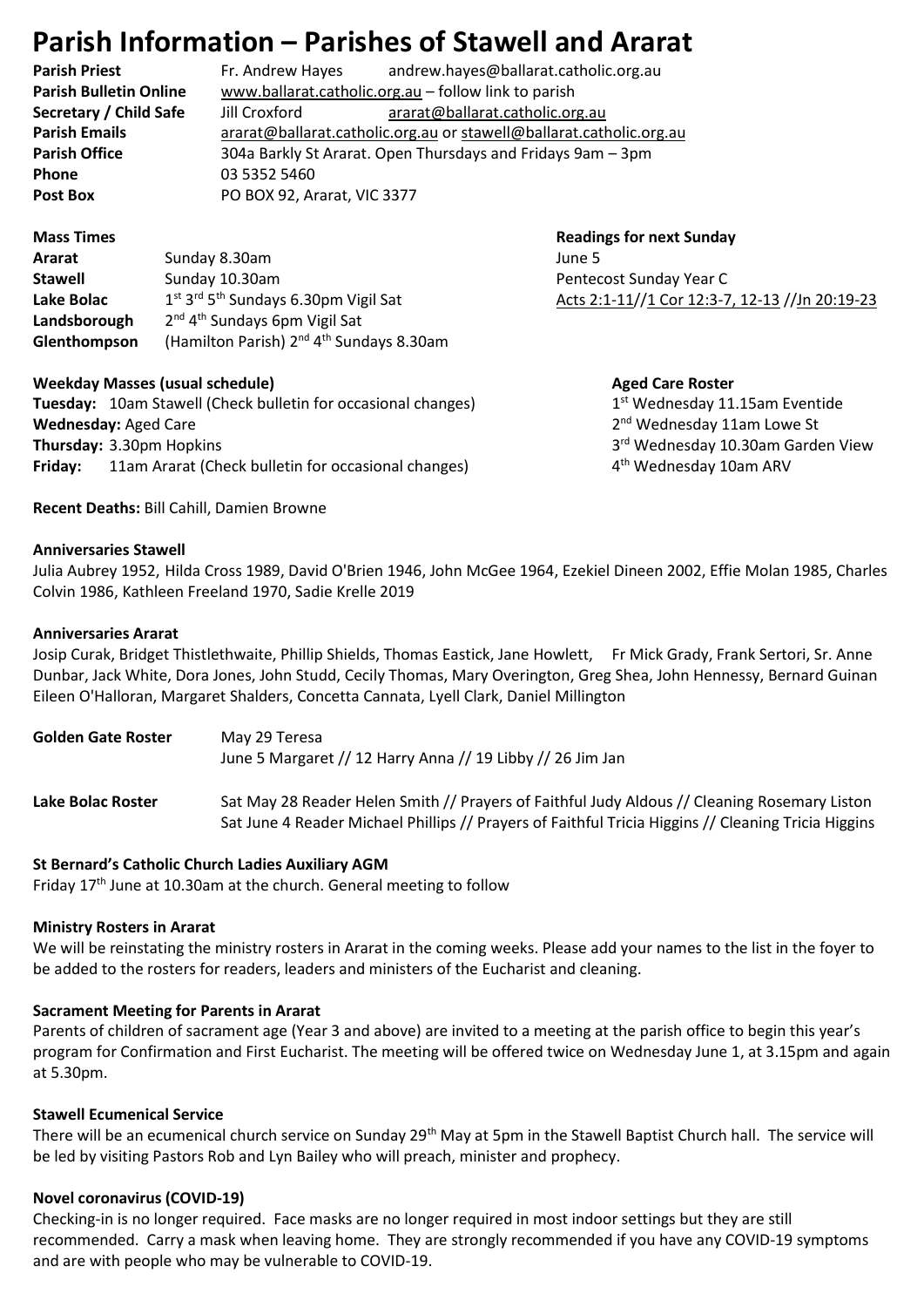# Parish Information – Parishes of Stawell and Ararat

**Parish Priest** Fr. Andrew Hayes andrew.hayes@ballarat.catholic.org.au
**Parish Bulletin Online** www.ballarat.catholic.org.au – follow link to parish
**Secretary / Child Safe** Jill Croxford ararat@ballarat.catholic.org.au
**Parish Emails** ararat@ballarat.catholic.org.au or stawell@ballarat.catholic.org.au
**Parish Office** 304a Barkly St Ararat. Open Thursdays and Fridays 9am – 3pm
**Phone** 03 5352 5460
**Post Box** PO BOX 92, Ararat, VIC 3377

**Mass Times**

**Ararat** Sunday 8.30am
**Stawell** Sunday 10.30am
**Lake Bolac** 1st 3rd 5th Sundays 6.30pm Vigil Sat
**Landsborough** 2nd 4th Sundays 6pm Vigil Sat
**Glenthompson** (Hamilton Parish) 2nd 4th Sundays 8.30am

**Readings for next Sunday**
June 5
Pentecost Sunday Year C
Acts 2:1-11//1 Cor 12:3-7, 12-13 //Jn 20:19-23

**Weekday Masses (usual schedule)**

**Tuesday:** 10am Stawell (Check bulletin for occasional changes)
**Wednesday:** Aged Care
**Thursday:** 3.30pm Hopkins
**Friday:** 11am Ararat (Check bulletin for occasional changes)

**Aged Care Roster**
1st Wednesday 11.15am Eventide
2nd Wednesday 11am Lowe St
3rd Wednesday 10.30am Garden View
4th Wednesday 10am ARV

**Recent Deaths:** Bill Cahill, Damien Browne

**Anniversaries Stawell**
Julia Aubrey 1952, Hilda Cross 1989, David O'Brien 1946, John McGee 1964, Ezekiel Dineen 2002, Effie Molan 1985, Charles Colvin 1986, Kathleen Freeland 1970, Sadie Krelle 2019

**Anniversaries Ararat**
Josip Curak, Bridget Thistlethwaite, Phillip Shields, Thomas Eastick, Jane Howlett, Fr Mick Grady, Frank Sertori, Sr. Anne Dunbar, Jack White, Dora Jones, John Studd, Cecily Thomas, Mary Overington, Greg Shea, John Hennessy, Bernard Guinan Eileen O'Halloran, Margaret Shalders, Concetta Cannata, Lyell Clark, Daniel Millington

**Golden Gate Roster** May 29 Teresa
June 5 Margaret // 12 Harry Anna // 19 Libby // 26 Jim Jan

**Lake Bolac Roster** Sat May 28 Reader Helen Smith // Prayers of Faithful Judy Aldous // Cleaning Rosemary Liston
Sat June 4 Reader Michael Phillips // Prayers of Faithful Tricia Higgins // Cleaning Tricia Higgins

**St Bernard's Catholic Church Ladies Auxiliary AGM**
Friday 17th June at 10.30am at the church. General meeting to follow

**Ministry Rosters in Ararat**
We will be reinstating the ministry rosters in Ararat in the coming weeks. Please add your names to the list in the foyer to be added to the rosters for readers, leaders and ministers of the Eucharist and cleaning.

**Sacrament Meeting for Parents in Ararat**
Parents of children of sacrament age (Year 3 and above) are invited to a meeting at the parish office to begin this year's program for Confirmation and First Eucharist. The meeting will be offered twice on Wednesday June 1, at 3.15pm and again at 5.30pm.

**Stawell Ecumenical Service**
There will be an ecumenical church service on Sunday 29th May at 5pm in the Stawell Baptist Church hall. The service will be led by visiting Pastors Rob and Lyn Bailey who will preach, minister and prophecy.

**Novel coronavirus (COVID-19)**
Checking-in is no longer required. Face masks are no longer required in most indoor settings but they are still recommended. Carry a mask when leaving home. They are strongly recommended if you have any COVID-19 symptoms and are with people who may be vulnerable to COVID-19.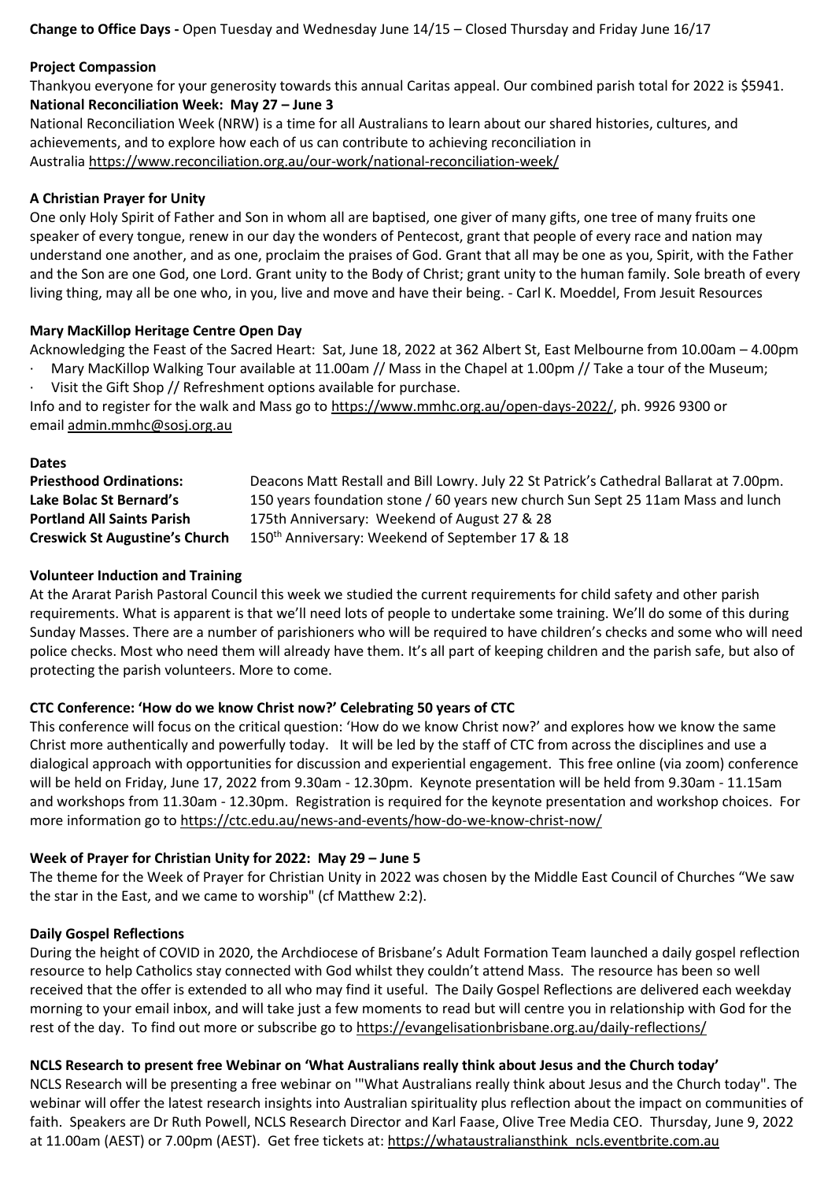**Change to Office Days -** Open Tuesday and Wednesday June 14/15 – Closed Thursday and Friday June 16/17

**Project Compassion**

Thankyou everyone for your generosity towards this annual Caritas appeal. Our combined parish total for 2022 is $5941.

**National Reconciliation Week: May 27 – June 3**

National Reconciliation Week (NRW) is a time for all Australians to learn about our shared histories, cultures, and achievements, and to explore how each of us can contribute to achieving reconciliation in Australia https://www.reconciliation.org.au/our-work/national-reconciliation-week/

**A Christian Prayer for Unity**

One only Holy Spirit of Father and Son in whom all are baptised, one giver of many gifts, one tree of many fruits one speaker of every tongue, renew in our day the wonders of Pentecost, grant that people of every race and nation may understand one another, and as one, proclaim the praises of God. Grant that all may be one as you, Spirit, with the Father and the Son are one God, one Lord. Grant unity to the Body of Christ; grant unity to the human family. Sole breath of every living thing, may all be one who, in you, live and move and have their being. - Carl K. Moeddel, From Jesuit Resources

**Mary MacKillop Heritage Centre Open Day**

Acknowledging the Feast of the Sacred Heart: Sat, June 18, 2022 at 362 Albert St, East Melbourne from 10.00am – 4.00pm

- Mary MacKillop Walking Tour available at 11.00am // Mass in the Chapel at 1.00pm // Take a tour of the Museum;
- Visit the Gift Shop // Refreshment options available for purchase.

Info and to register for the walk and Mass go to https://www.mmhc.org.au/open-days-2022/, ph. 9926 9300 or email admin.mmhc@sosj.org.au

**Dates**

| | |
|---|---|
| **Priesthood Ordinations:** | Deacons Matt Restall and Bill Lowry. July 22 St Patrick's Cathedral Ballarat at 7.00pm. |
| **Lake Bolac St Bernard's** | 150 years foundation stone / 60 years new church Sun Sept 25 11am Mass and lunch |
| **Portland All Saints Parish** | 175th Anniversary: Weekend of August 27 & 28 |
| **Creswick St Augustine's Church** | 150th Anniversary: Weekend of September 17 & 18 |

**Volunteer Induction and Training**

At the Ararat Parish Pastoral Council this week we studied the current requirements for child safety and other parish requirements. What is apparent is that we'll need lots of people to undertake some training. We'll do some of this during Sunday Masses. There are a number of parishioners who will be required to have children's checks and some who will need police checks. Most who need them will already have them. It's all part of keeping children and the parish safe, but also of protecting the parish volunteers. More to come.

**CTC Conference: 'How do we know Christ now?' Celebrating 50 years of CTC**

This conference will focus on the critical question: 'How do we know Christ now?' and explores how we know the same Christ more authentically and powerfully today. It will be led by the staff of CTC from across the disciplines and use a dialogical approach with opportunities for discussion and experiential engagement. This free online (via zoom) conference will be held on Friday, June 17, 2022 from 9.30am - 12.30pm. Keynote presentation will be held from 9.30am - 11.15am and workshops from 11.30am - 12.30pm. Registration is required for the keynote presentation and workshop choices. For more information go to https://ctc.edu.au/news-and-events/how-do-we-know-christ-now/

**Week of Prayer for Christian Unity for 2022: May 29 – June 5**

The theme for the Week of Prayer for Christian Unity in 2022 was chosen by the Middle East Council of Churches "We saw the star in the East, and we came to worship" (cf Matthew 2:2).

**Daily Gospel Reflections**

During the height of COVID in 2020, the Archdiocese of Brisbane's Adult Formation Team launched a daily gospel reflection resource to help Catholics stay connected with God whilst they couldn't attend Mass. The resource has been so well received that the offer is extended to all who may find it useful. The Daily Gospel Reflections are delivered each weekday morning to your email inbox, and will take just a few moments to read but will centre you in relationship with God for the rest of the day. To find out more or subscribe go to https://evangelisationbrisbane.org.au/daily-reflections/

**NCLS Research to present free Webinar on 'What Australians really think about Jesus and the Church today'**

NCLS Research will be presenting a free webinar on '"What Australians really think about Jesus and the Church today". The webinar will offer the latest research insights into Australian spirituality plus reflection about the impact on communities of faith. Speakers are Dr Ruth Powell, NCLS Research Director and Karl Faase, Olive Tree Media CEO. Thursday, June 9, 2022 at 11.00am (AEST) or 7.00pm (AEST). Get free tickets at: https://whataustraliansthink_ncls.eventbrite.com.au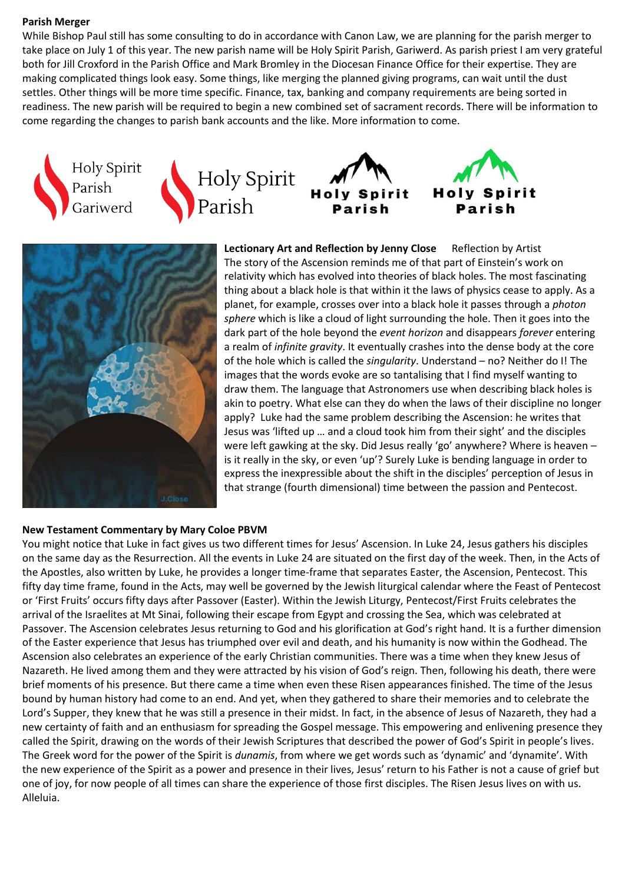**Parish Merger**

While Bishop Paul still has some consulting to do in accordance with Canon Law, we are planning for the parish merger to take place on July 1 of this year. The new parish name will be Holy Spirit Parish, Gariwerd. As parish priest I am very grateful both for Jill Croxford in the Parish Office and Mark Bromley in the Diocesan Finance Office for their expertise. They are making complicated things look easy. Some things, like merging the planned giving programs, can wait until the dust settles. Other things will be more time specific. Finance, tax, banking and company requirements are being sorted in readiness. The new parish will be required to begin a new combined set of sacrament records. There will be information to come regarding the changes to parish bank accounts and the like. More information to come.

Holy Spirit Parish Gariwerd

Holy Spirit Parish

Holy Spirit Parish

Holy Spirit Parish

**Lectionary Art and Reflection by Jenny Close** Reflection by Artist

The story of the Ascension reminds me of that part of Einstein's work on relativity which has evolved into theories of black holes. The most fascinating thing about a black hole is that within it the laws of physics cease to apply. As a planet, for example, crosses over into a black hole it passes through a *photon sphere* which is like a cloud of light surrounding the hole. Then it goes into the dark part of the hole beyond the *event horizon* and disappears *forever* entering a realm of *infinite gravity*. It eventually crashes into the dense body at the core of the hole which is called the *singularity*. Understand – no? Neither do I! The images that the words evoke are so tantalising that I find myself wanting to draw them. The language that Astronomers use when describing black holes is akin to poetry. What else can they do when the laws of their discipline no longer apply? Luke had the same problem describing the Ascension: he writes that Jesus was 'lifted up … and a cloud took him from their sight' and the disciples were left gawking at the sky. Did Jesus really 'go' anywhere? Where is heaven – is it really in the sky, or even 'up'? Surely Luke is bending language in order to express the inexpressible about the shift in the disciples' perception of Jesus in that strange (fourth dimensional) time between the passion and Pentecost.

**New Testament Commentary by Mary Coloe PBVM**

You might notice that Luke in fact gives us two different times for Jesus' Ascension. In Luke 24, Jesus gathers his disciples on the same day as the Resurrection. All the events in Luke 24 are situated on the first day of the week. Then, in the Acts of the Apostles, also written by Luke, he provides a longer time-frame that separates Easter, the Ascension, Pentecost. This fifty day time frame, found in the Acts, may well be governed by the Jewish liturgical calendar where the Feast of Pentecost or 'First Fruits' occurs fifty days after Passover (Easter). Within the Jewish Liturgy, Pentecost/First Fruits celebrates the arrival of the Israelites at Mt Sinai, following their escape from Egypt and crossing the Sea, which was celebrated at Passover. The Ascension celebrates Jesus returning to God and his glorification at God's right hand. It is a further dimension of the Easter experience that Jesus has triumphed over evil and death, and his humanity is now within the Godhead. The Ascension also celebrates an experience of the early Christian communities. There was a time when they knew Jesus of Nazareth. He lived among them and they were attracted by his vision of God's reign. Then, following his death, there were brief moments of his presence. But there came a time when even these Risen appearances finished. The time of the Jesus bound by human history had come to an end. And yet, when they gathered to share their memories and to celebrate the Lord's Supper, they knew that he was still a presence in their midst. In fact, in the absence of Jesus of Nazareth, they had a new certainty of faith and an enthusiasm for spreading the Gospel message. This empowering and enlivening presence they called the Spirit, drawing on the words of their Jewish Scriptures that described the power of God's Spirit in people's lives. The Greek word for the power of the Spirit is *dunamis*, from where we get words such as 'dynamic' and 'dynamite'. With the new experience of the Spirit as a power and presence in their lives, Jesus' return to his Father is not a cause of grief but one of joy, for now people of all times can share the experience of those first disciples. The Risen Jesus lives on with us. Alleluia.